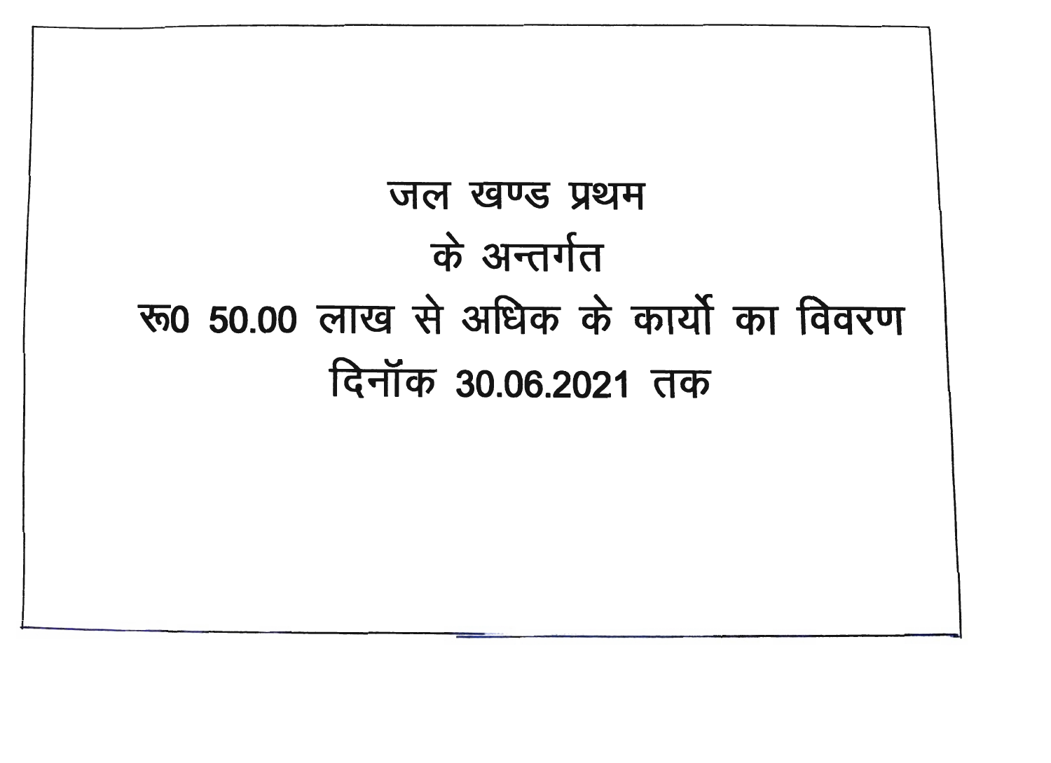# जल खण्ड प्रथम

## के अन्तर्गत

## रू0 50.00 लाख से अधिक के कार्यो का विवरण

## दिनॉक 30.06.2021 तक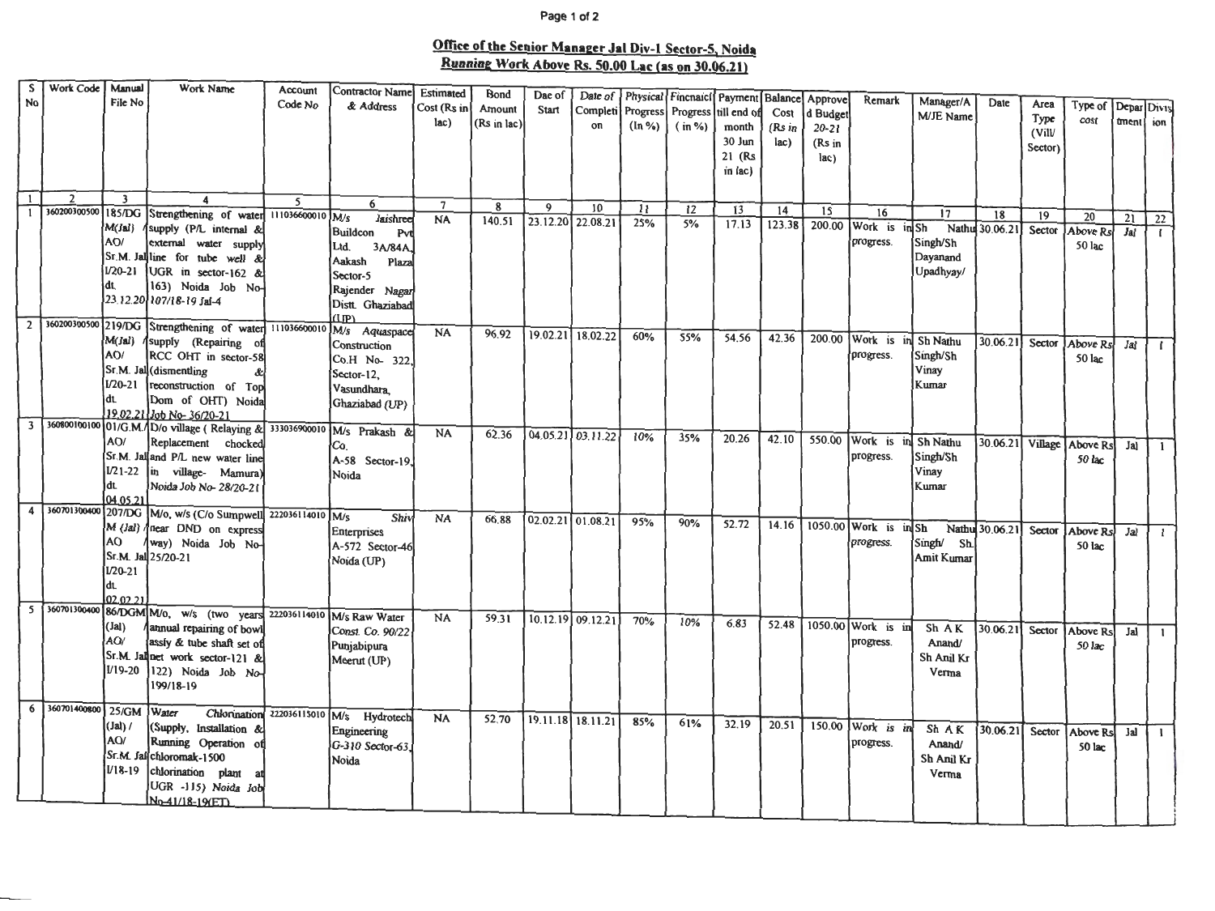**Office of the Senior Manager Jal Div-1 Sector-5, Noida**
**Running Work Above Rs. 50.00 Lac (as on 30.06.21)**

| S No | Work Code | Manual File No | Work Name | Account Code No | Contractor Name & Address | Estimated Cost (Rs in lac) | Bond Amount (Rs in lac) | Dae of Start | Date of Completion | Physical Progress (In %) | Fincnaicl Progress (in %) | Payment till end of month 30 Jun 21 (Rs in lac) | Balance Cost (Rs in lac) | Approved Budget 20-21 (Rs in lac) | Remark | Manager/AM/JE Name | Date | Area Type (Vill/ Sector) | Type of cost | Department | Division |
|---|---|---|---|---|---|---|---|---|---|---|---|---|---|---|---|---|---|---|---|---|---|
| 1 | 2 | 3 | 4 | 5 | 6 | 7 | 8 | 9 | 10 | 11 | 12 | 13 | 14 | 15 | 16 | 17 | 18 | 19 | 20 | 21 | 22 |
| 1 | 360200300500 | 185/DGM(Jal) /AO/ Sr.M. Jal I/20-21 dt. 23.12.20 | Strengthening of water supply (P/L internal & external water supply line for tube well & UGR in sector-162 & 163) Noida Job No-107/18-19 Jal-4 | 111036600010 | M/s Jaishree Buildcon Pvt Ltd. 3A/84A, Aakash Plaza Sector-5 Rajender Nagar Distt. Ghaziabad (UP) | NA | 140.51 | 23.12.20 | 22.08.21 | 25% | 5% | 17.13 | 123.38 | 200.00 | Work is in progress. | Sh Nathu Singh/Sh Dayanand Upadhyay/ | 30.06.21 | Sector | Above Rs 50 lac | Jal | I |
| 2 | 360200300500 | 219/DGM(Jal) /AO/ Sr.M. Jal I/20-21 dt. 19.02.21 | Strengthening of water supply (Repairing of RCC OHT in sector-58 (dismentling & reconstruction of Top Dom of OHT) Noida Job No- 36/20-21 | 111036600010 | M/s Aquaspace Construction Co.H No- 322, Sector-12, Vasundhara, Ghaziabad (UP) | NA | 96.92 | 19.02.21 | 18.02.22 | 60% | 55% | 54.56 | 42.36 | 200.00 | Work is in progress. | Sh Nathu Singh/Sh Vinay Kumar | 30.06.21 | Sector | Above Rs 50 lac | Jal | I |
| 3 | 360800100100 | 01/G.M./AO/ Sr.M. Jal I/21-22 dt. 04.05.21 | D/o village ( Relaying & Replacement chocked and P/L new water line in village- Mamura) Noida Job No- 28/20-21 | 333036900010 | M/s Prakash & Co. A-58 Sector-19, Noida | NA | 62.36 | 04.05.21 | 03.11.22 | 10% | 35% | 20.26 | 42.10 | 550.00 | Work is in progress. | Sh Nathu Singh/Sh Vinay Kumar | 30.06.21 | Village | Above Rs 50 lac | Jal | I |
| 4 | 360701300400 | 207/DGM (Jal) /AO Sr.M. Jal I/20-21 dt. 02.02.21 | M/o, w/s (C/o Sumpwell near DND on express way) Noida Job No-25/20-21 | 222036114010 | M/s Shiv Enterprises A-572 Sector-46 Noida (UP) | NA | 66.88 | 02.02.21 | 01.08.21 | 95% | 90% | 52.72 | 14.16 | 1050.00 | Work is in progress. | Sh Nathu Singh/ Sh Amit Kumar | 30.06.21 | Sector | Above Rs 50 lac | Jal | I |
| 5 | 360701300400 | 86/DGM (Jal) AO/ Sr.M. Jal I/19-20 | M/o, w/s (two years annual repairing of bowl assly & tube shaft set of net work sector-121 & 122) Noida Job No-199/18-19 | 222036114010 | M/s Raw Water Const. Co. 90/22 Punjabipura Meerut (UP) | NA | 59.31 | 10.12.19 | 09.12.21 | 70% | 10% | 6.83 | 52.48 | 1050.00 | Work is in progress. | Sh A K Anand/ Sh Anil Kr Verma | 30.06.21 | Sector | Above Rs 50 lac | Jal | I |
| 6 | 360701400800 | 25/GM (Jal) / AO/ Sr.M. Jal I/18-19 | Water Chlorination (Supply, Installation & Running Operation of chloromak-1500 chlorination plant at UGR -115) Noida Job No-41/18-19(ET) | 222036115010 | M/s Hydrotech Engineering G-310 Sector-63, Noida | NA | 52.70 | 19.11.18 | 18.11.21 | 85% | 61% | 32.19 | 20.51 | 150.00 | Work is in progress. | Sh A K Anand/ Sh Anil Kr Verma | 30.06.21 | Sector | Above Rs 50 lac | Jal | I |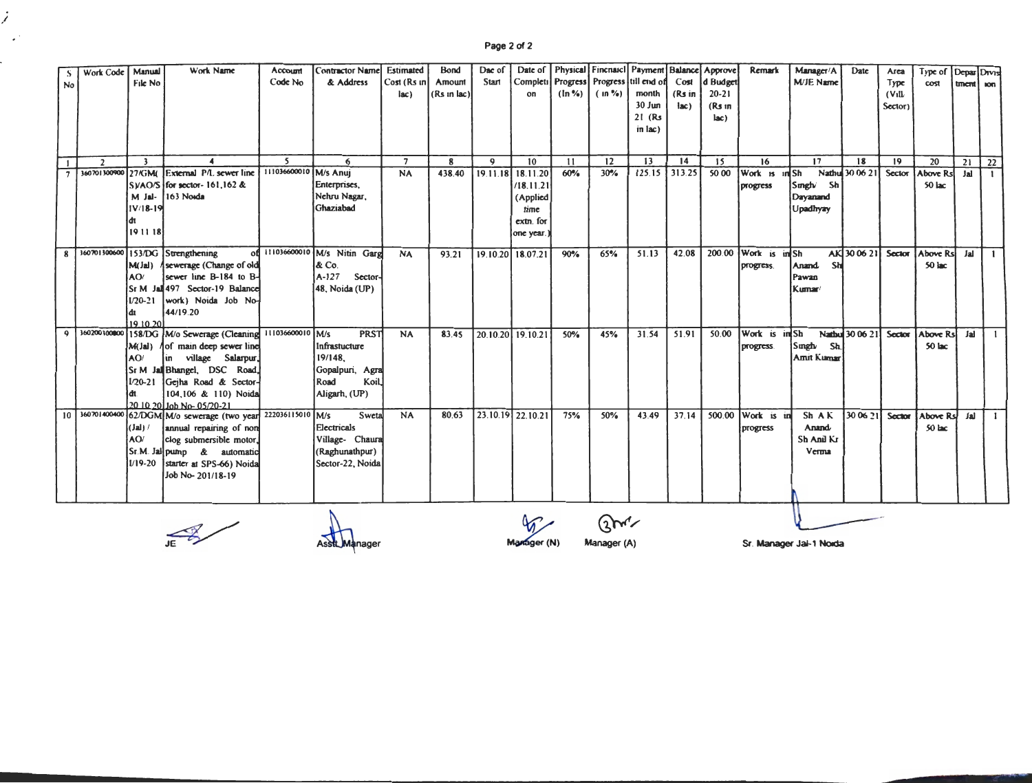| S No | Work Code | Manual File No | Work Name | Account Code No | Contractor Name & Address | Estimated Cost (Rs in lac) | Bond Amount (Rs in lac) | Dae of Start | Date of Completion | Physical Progress (In %) | Fincnaicl Progress (in %) | Payment till end of month 30 Jun 21 (Rs in lac) | Balance Cost (Rs in lac) | Approved Budget 20-21 (Rs in lac) | Remark | Manager/AM/JE Name | Date | Area Type (Vill. Sector) | Type of cost | Department | Division |
|---|---|---|---|---|---|---|---|---|---|---|---|---|---|---|---|---|---|---|---|---|---|
| 1 | 2 | 3 | 4 | 5 | 6 | 7 | 8 | 9 | 10 | 11 | 12 | 13 | 14 | 15 | 16 | 17 | 18 | 19 | 20 | 21 | 22 |
| 7 | 360701300900 | 27/GM(S)/AO/SM Jal-IV/18-19 dt 19 11 18 | External P/L sewer line for sector- 161,162 & 163 Noida | 111036600010 | M/s Anuj Enterprises, Nehru Nagar, Ghaziabad | NA | 438.40 | 19.11.18 | 18.11.20 /18.11.21 (Applied time extn. for one year.) | 60% | 30% | 125.15 | 313.25 | 50 00 | Work is in progress | Sh Nathu Singh/ Sh Dayanand Upadhyay | 30 06 21 | Sector | Above Rs 50 lac | Jal | 1 |
| 8 | 360701300600 | 153/DGM(Jal) /AO/ Sr M Jal I/20-21 dt 19 10 20 | Strengthening of sewerage (Change of old sewer line B-184 to B-497 Sector-19 Balance work) Noida Job No-44/19.20 | 111036600010 | M/s Nitin Garg & Co. A-127 Sector-48, Noida (UP) | NA | 93.21 | 19.10.20 | 18.07.21 | 90% | 65% | 51.13 | 42.08 | 200.00 | Work is in progress. | Sh AK Anand/ Sh Pawan Kumar/ | 30 06 21 | Sector | Above Rs 50 lac | Jal | 1 |
| 9 | 360200100800 | 158/DGM(Jal) /AO/ Sr M Jal I/20-21 dt 20 10 20 | M/o Sewerage (Cleaning of main deep sewer line in village Salarpur, Bhangel, DSC Road, Gejha Road & Sector-104,106 & 110) Noida Job No- 05/20-21 | 111036600010 | M/s PRST Infrastucture 19/148, Gopalpuri, Agra Road Koil, Aligarh, (UP) | NA | 83.45 | 20.10.20 | 19.10.21 | 50% | 45% | 31.54 | 51.91 | 50.00 | Work is in progress | Sh Nathu Singh/ Sh Amit Kumar | 30 06 21 | Sector | Above Rs 50 lac | Jal | 1 |
| 10 | 360701400400 | 62/DGM (Jal) / AO/ Sr.M. Jal I/19-20 | M/o sewerage (two year annual repairing of non clog submersible motor, pump & automatic starter at SPS-66) Noida Job No- 201/18-19 | 222036115010 | M/s Sweta Electricals Village- Chaura (Raghunathpur) Sector-22, Noida | NA | 80.63 | 23.10.19 | 22.10.21 | 75% | 50% | 43.49 | 37.14 | 500.00 | Work is in progress | Sh A K Anand/ Sh Anil Kr Verma | 30 06 21 | Sector | Above Rs 50 lac | Jal | 1 |

JE Asstt. Manager Manager (N) Manager (A) Sr. Manager Jal-1 Noida